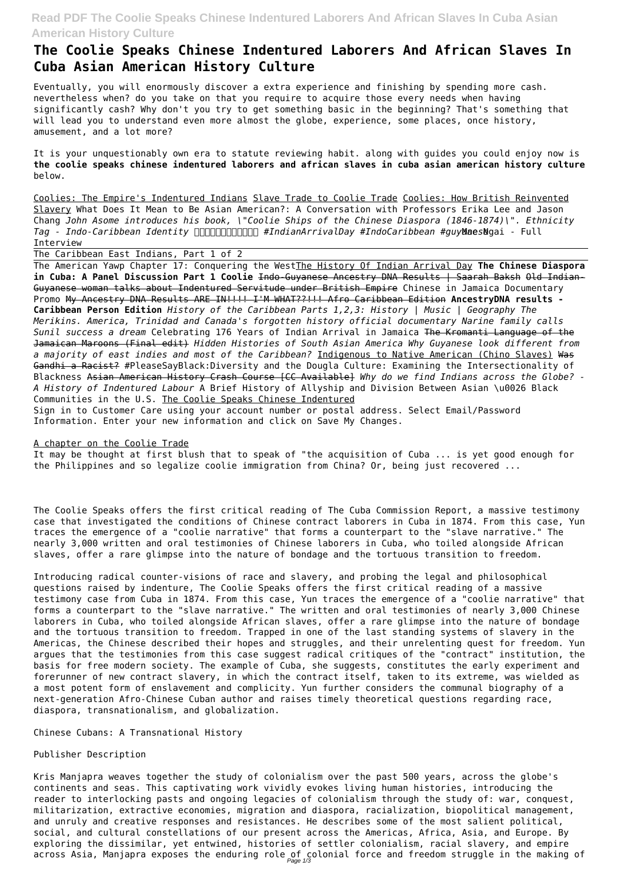# The Coolie Speaks Chinese Indentured Laborers And African Slaves In Cuba Asian American History Culture

Eventually, you will enormously discover a extra experience and finishing by spending more cash. nevertheless when? do you take on that you require to acquire those every needs when having significantly cash? Why don't you try to get something basic in the beginning? That's something that will lead you to understand even more almost the globe, experience, some places, once history, amusement, and a lot more?

It is your unquestionably own era to statute reviewing habit. along with guides you could enjoy now is **the coolie speaks chinese indentured laborers and african slaves in cuba asian american history culture** below.

Coolies: The Empire's Indentured Indians Slave Trade to Coolie Trade Coolies: How British Reinvented Slavery What Does It Mean to Be Asian American?: A Conversation with Professors Erika Lee and Jason Chang *John Asome introduces his book, \"Coolie Ships of the Chinese Diaspora (1846-1874)\". Ethnicity Tag - Indo-Caribbean Identity 🇮🇳🇬🇾🇹🇹🇯🇲🇸🇷 #IndianArrivalDay #IndoCaribbean #guyanese* Mae Ngai - Full Interview

The Caribbean East Indians, Part 1 of 2

The American Yawp Chapter 17: Conquering the West The History Of Indian Arrival Day **The Chinese Diaspora in Cuba: A Panel Discussion Part 1 Coolie** ~~Indo-Guyanese Ancestry DNA Results | Saarah Baksh~~ ~~Old Indian-Guyanese woman talks about Indentured Servitude under British Empire~~ Chinese in Jamaica Documentary Promo ~~My Ancestry DNA Results ARE IN!!!! I'M WHAT??!!! Afro Caribbean Edition~~ **AncestryDNA results - Caribbean Person Edition** *History of the Caribbean Parts 1,2,3: History | Music | Geography The Merikins. America, Trinidad and Canada's forgotten history official documentary Narine family calls Sunil success a dream* Celebrating 176 Years of Indian Arrival in Jamaica ~~The Kromanti Language of the Jamaican Maroons (Final edit)~~ *Hidden Histories of South Asian America Why Guyanese look different from a majority of east indies and most of the Caribbean?* Indigenous to Native American (Chino Slaves) ~~Was Gandhi a Racist?~~ #PleaseSayBlack:Diversity and the Dougla Culture: Examining the Intersectionality of Blackness ~~Asian American History Crash Course [CC Available]~~ *Why do we find Indians across the Globe? - A History of Indentured Labour* A Brief History of Allyship and Division Between Asian \u0026 Black Communities in the U.S. The Coolie Speaks Chinese Indentured

Sign in to Customer Care using your account number or postal address. Select Email/Password Information. Enter your new information and click on Save My Changes.

A chapter on the Coolie Trade

It may be thought at first blush that to speak of "the acquisition of Cuba ... is yet good enough for the Philippines and so legalize coolie immigration from China? Or, being just recovered ...

The Coolie Speaks offers the first critical reading of The Cuba Commission Report, a massive testimony case that investigated the conditions of Chinese contract laborers in Cuba in 1874. From this case, Yun traces the emergence of a "coolie narrative" that forms a counterpart to the "slave narrative." The nearly 3,000 written and oral testimonies of Chinese laborers in Cuba, who toiled alongside African slaves, offer a rare glimpse into the nature of bondage and the tortuous transition to freedom.

Introducing radical counter-visions of race and slavery, and probing the legal and philosophical questions raised by indenture, The Coolie Speaks offers the first critical reading of a massive testimony case from Cuba in 1874. From this case, Yun traces the emergence of a "coolie narrative" that forms a counterpart to the "slave narrative." The written and oral testimonies of nearly 3,000 Chinese laborers in Cuba, who toiled alongside African slaves, offer a rare glimpse into the nature of bondage and the tortuous transition to freedom. Trapped in one of the last standing systems of slavery in the Americas, the Chinese described their hopes and struggles, and their unrelenting quest for freedom. Yun argues that the testimonies from this case suggest radical critiques of the "contract" institution, the basis for free modern society. The example of Cuba, she suggests, constitutes the early experiment and forerunner of new contract slavery, in which the contract itself, taken to its extreme, was wielded as a most potent form of enslavement and complicity. Yun further considers the communal biography of a next-generation Afro-Chinese Cuban author and raises timely theoretical questions regarding race, diaspora, transnationalism, and globalization.

Chinese Cubans: A Transnational History

Publisher Description

Kris Manjapra weaves together the study of colonialism over the past 500 years, across the globe's continents and seas. This captivating work vividly evokes living human histories, introducing the reader to interlocking pasts and ongoing legacies of colonialism through the study of: war, conquest, militarization, extractive economies, migration and diaspora, racialization, biopolitical management, and unruly and creative responses and resistances. He describes some of the most salient political, social, and cultural constellations of our present across the Americas, Africa, Asia, and Europe. By exploring the dissimilar, yet entwined, histories of settler colonialism, racial slavery, and empire across Asia, Manjapra exposes the enduring role of colonial force and freedom struggle in the making of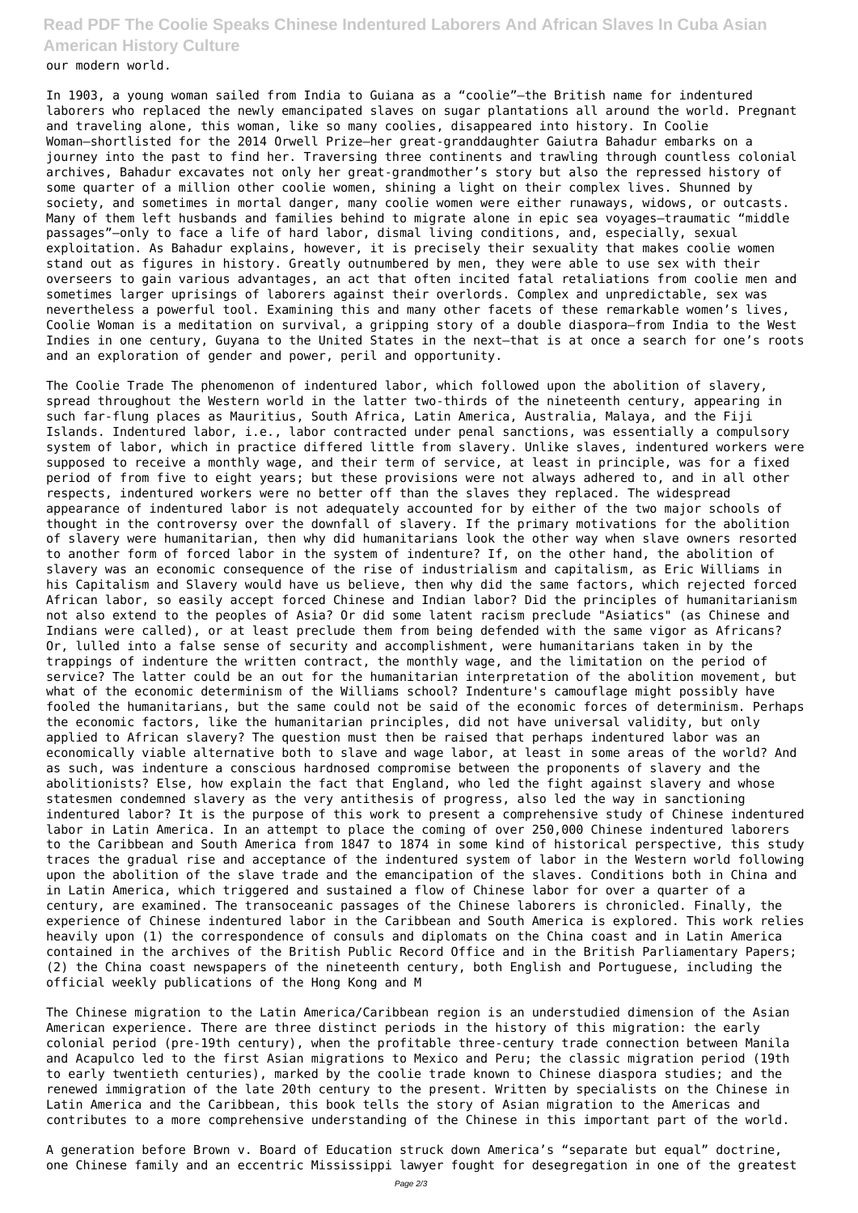our modern world.

In 1903, a young woman sailed from India to Guiana as a "coolie"—the British name for indentured laborers who replaced the newly emancipated slaves on sugar plantations all around the world. Pregnant and traveling alone, this woman, like so many coolies, disappeared into history. In Coolie Woman—shortlisted for the 2014 Orwell Prize—her great-granddaughter Gaiutra Bahadur embarks on a journey into the past to find her. Traversing three continents and trawling through countless colonial archives, Bahadur excavates not only her great-grandmother's story but also the repressed history of some quarter of a million other coolie women, shining a light on their complex lives. Shunned by society, and sometimes in mortal danger, many coolie women were either runaways, widows, or outcasts. Many of them left husbands and families behind to migrate alone in epic sea voyages—traumatic "middle passages"—only to face a life of hard labor, dismal living conditions, and, especially, sexual exploitation. As Bahadur explains, however, it is precisely their sexuality that makes coolie women stand out as figures in history. Greatly outnumbered by men, they were able to use sex with their overseers to gain various advantages, an act that often incited fatal retaliations from coolie men and sometimes larger uprisings of laborers against their overlords. Complex and unpredictable, sex was nevertheless a powerful tool. Examining this and many other facets of these remarkable women's lives, Coolie Woman is a meditation on survival, a gripping story of a double diaspora—from India to the West Indies in one century, Guyana to the United States in the next—that is at once a search for one's roots and an exploration of gender and power, peril and opportunity.

The Coolie Trade The phenomenon of indentured labor, which followed upon the abolition of slavery, spread throughout the Western world in the latter two-thirds of the nineteenth century, appearing in such far-flung places as Mauritius, South Africa, Latin America, Australia, Malaya, and the Fiji Islands. Indentured labor, i.e., labor contracted under penal sanctions, was essentially a compulsory system of labor, which in practice differed little from slavery. Unlike slaves, indentured workers were supposed to receive a monthly wage, and their term of service, at least in principle, was for a fixed period of from five to eight years; but these provisions were not always adhered to, and in all other respects, indentured workers were no better off than the slaves they replaced. The widespread appearance of indentured labor is not adequately accounted for by either of the two major schools of thought in the controversy over the downfall of slavery. If the primary motivations for the abolition of slavery were humanitarian, then why did humanitarians look the other way when slave owners resorted to another form of forced labor in the system of indenture? If, on the other hand, the abolition of slavery was an economic consequence of the rise of industrialism and capitalism, as Eric Williams in his Capitalism and Slavery would have us believe, then why did the same factors, which rejected forced African labor, so easily accept forced Chinese and Indian labor? Did the principles of humanitarianism not also extend to the peoples of Asia? Or did some latent racism preclude "Asiatics" (as Chinese and Indians were called), or at least preclude them from being defended with the same vigor as Africans? Or, lulled into a false sense of security and accomplishment, were humanitarians taken in by the trappings of indenture the written contract, the monthly wage, and the limitation on the period of service? The latter could be an out for the humanitarian interpretation of the abolition movement, but what of the economic determinism of the Williams school? Indenture's camouflage might possibly have fooled the humanitarians, but the same could not be said of the economic forces of determinism. Perhaps the economic factors, like the humanitarian principles, did not have universal validity, but only applied to African slavery? The question must then be raised that perhaps indentured labor was an economically viable alternative both to slave and wage labor, at least in some areas of the world? And as such, was indenture a conscious hardnosed compromise between the proponents of slavery and the abolitionists? Else, how explain the fact that England, who led the fight against slavery and whose statesmen condemned slavery as the very antithesis of progress, also led the way in sanctioning indentured labor? It is the purpose of this work to present a comprehensive study of Chinese indentured labor in Latin America. In an attempt to place the coming of over 250,000 Chinese indentured laborers to the Caribbean and South America from 1847 to 1874 in some kind of historical perspective, this study traces the gradual rise and acceptance of the indentured system of labor in the Western world following upon the abolition of the slave trade and the emancipation of the slaves. Conditions both in China and in Latin America, which triggered and sustained a flow of Chinese labor for over a quarter of a century, are examined. The transoceanic passages of the Chinese laborers is chronicled. Finally, the experience of Chinese indentured labor in the Caribbean and South America is explored. This work relies heavily upon (1) the correspondence of consuls and diplomats on the China coast and in Latin America contained in the archives of the British Public Record Office and in the British Parliamentary Papers; (2) the China coast newspapers of the nineteenth century, both English and Portuguese, including the official weekly publications of the Hong Kong and M

The Chinese migration to the Latin America/Caribbean region is an understudied dimension of the Asian American experience. There are three distinct periods in the history of this migration: the early colonial period (pre-19th century), when the profitable three-century trade connection between Manila and Acapulco led to the first Asian migrations to Mexico and Peru; the classic migration period (19th to early twentieth centuries), marked by the coolie trade known to Chinese diaspora studies; and the renewed immigration of the late 20th century to the present. Written by specialists on the Chinese in Latin America and the Caribbean, this book tells the story of Asian migration to the Americas and contributes to a more comprehensive understanding of the Chinese in this important part of the world.

A generation before Brown v. Board of Education struck down America's "separate but equal" doctrine, one Chinese family and an eccentric Mississippi lawyer fought for desegregation in one of the greatest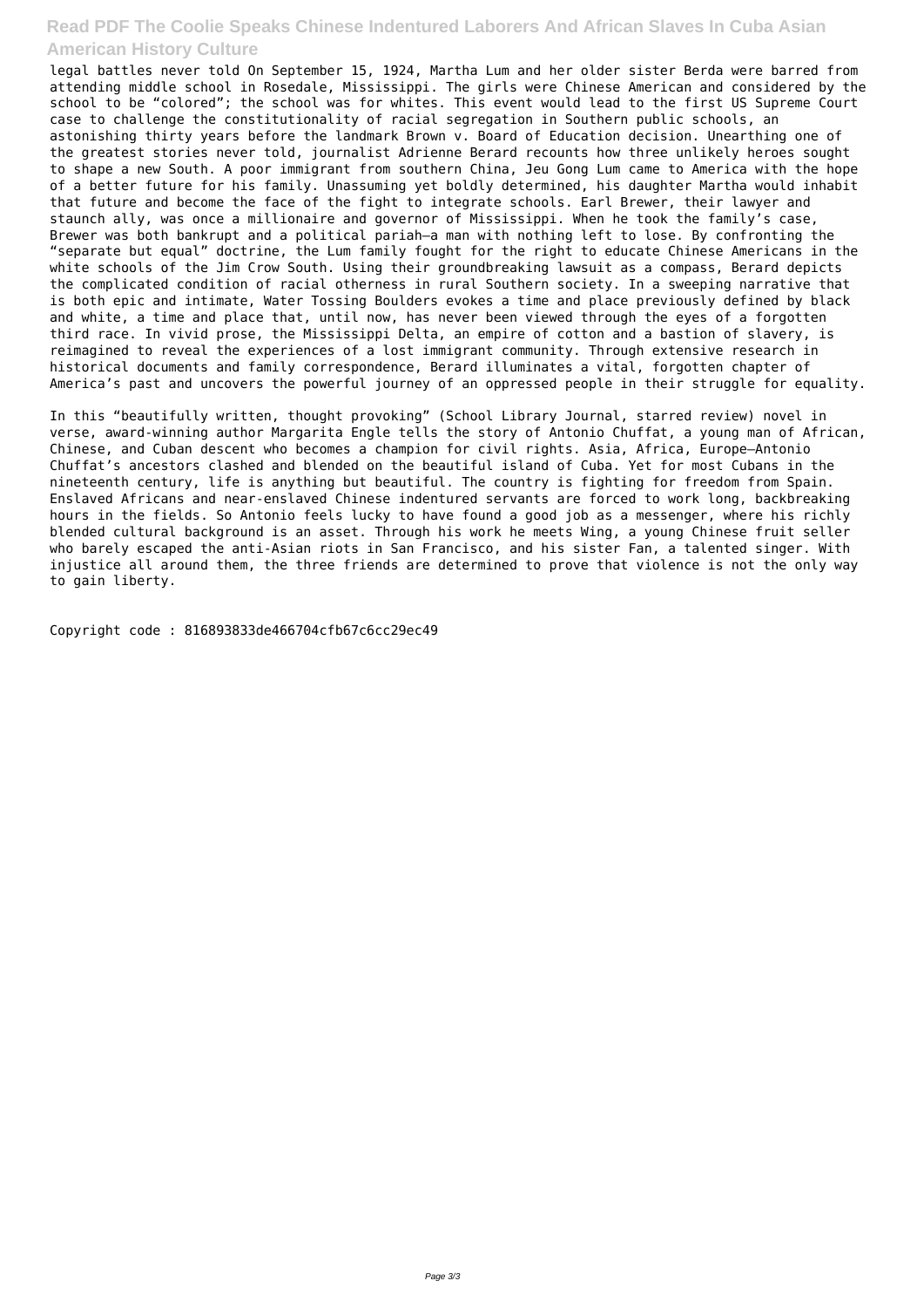legal battles never told On September 15, 1924, Martha Lum and her older sister Berda were barred from attending middle school in Rosedale, Mississippi. The girls were Chinese American and considered by the school to be "colored"; the school was for whites. This event would lead to the first US Supreme Court case to challenge the constitutionality of racial segregation in Southern public schools, an astonishing thirty years before the landmark Brown v. Board of Education decision. Unearthing one of the greatest stories never told, journalist Adrienne Berard recounts how three unlikely heroes sought to shape a new South. A poor immigrant from southern China, Jeu Gong Lum came to America with the hope of a better future for his family. Unassuming yet boldly determined, his daughter Martha would inhabit that future and become the face of the fight to integrate schools. Earl Brewer, their lawyer and staunch ally, was once a millionaire and governor of Mississippi. When he took the family's case, Brewer was both bankrupt and a political pariah—a man with nothing left to lose. By confronting the "separate but equal" doctrine, the Lum family fought for the right to educate Chinese Americans in the white schools of the Jim Crow South. Using their groundbreaking lawsuit as a compass, Berard depicts the complicated condition of racial otherness in rural Southern society. In a sweeping narrative that is both epic and intimate, Water Tossing Boulders evokes a time and place previously defined by black and white, a time and place that, until now, has never been viewed through the eyes of a forgotten third race. In vivid prose, the Mississippi Delta, an empire of cotton and a bastion of slavery, is reimagined to reveal the experiences of a lost immigrant community. Through extensive research in historical documents and family correspondence, Berard illuminates a vital, forgotten chapter of America's past and uncovers the powerful journey of an oppressed people in their struggle for equality.

In this "beautifully written, thought provoking" (School Library Journal, starred review) novel in verse, award-winning author Margarita Engle tells the story of Antonio Chuffat, a young man of African, Chinese, and Cuban descent who becomes a champion for civil rights. Asia, Africa, Europe—Antonio Chuffat's ancestors clashed and blended on the beautiful island of Cuba. Yet for most Cubans in the nineteenth century, life is anything but beautiful. The country is fighting for freedom from Spain. Enslaved Africans and near-enslaved Chinese indentured servants are forced to work long, backbreaking hours in the fields. So Antonio feels lucky to have found a good job as a messenger, where his richly blended cultural background is an asset. Through his work he meets Wing, a young Chinese fruit seller who barely escaped the anti-Asian riots in San Francisco, and his sister Fan, a talented singer. With injustice all around them, the three friends are determined to prove that violence is not the only way to gain liberty.

Copyright code : 816893833de466704cfb67c6cc29ec49